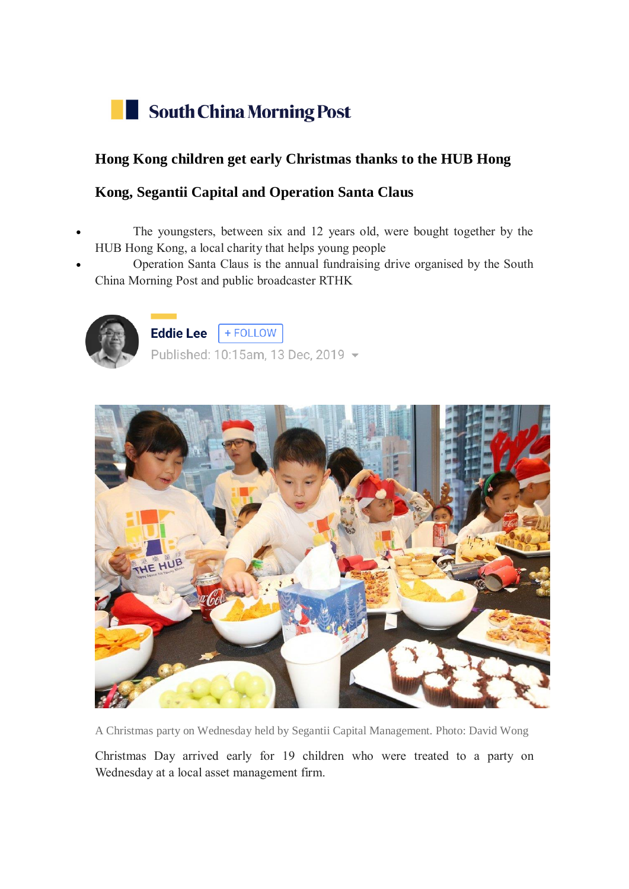South China Morning Post

# Hong Kong children get early Christmas thanks to the HUB Hong Kong, Segantii Capital and Operation Santa Claus

- The youngsters, between six and 12 years old, were bought together by the HUB Hong Kong, a local charity that helps young people
- Operation Santa Claus is the annual fundraising drive organised by the South China Morning Post and public broadcaster RTHK

**Eddie Lee** + FOLLOW

Published: 10:15am, 13 Dec, 2019

A Christmas party on Wednesday held by Segantii Capital Management. Photo: David Wong

Christmas Day arrived early for 19 children who were treated to a party on Wednesday at a local asset management firm.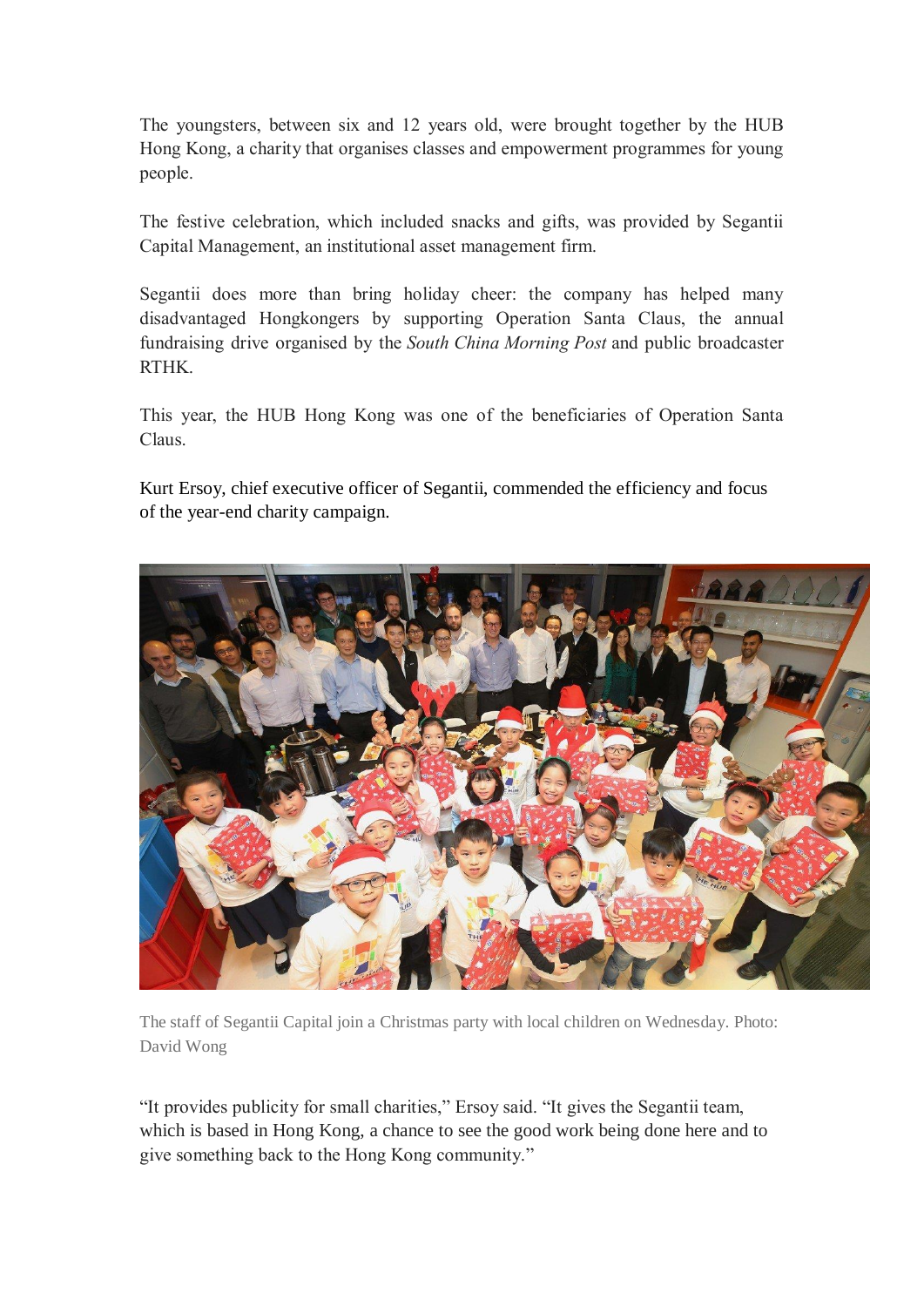The youngsters, between six and 12 years old, were brought together by the HUB Hong Kong, a charity that organises classes and empowerment programmes for young people.

The festive celebration, which included snacks and gifts, was provided by Segantii Capital Management, an institutional asset management firm.

Segantii does more than bring holiday cheer: the company has helped many disadvantaged Hongkongers by supporting Operation Santa Claus, the annual fundraising drive organised by the *South China Morning Post* and public broadcaster RTHK.

This year, the HUB Hong Kong was one of the beneficiaries of Operation Santa Claus.

Kurt Ersoy, chief executive officer of Segantii, commended the efficiency and focus of the year-end charity campaign.

The staff of Segantii Capital join a Christmas party with local children on Wednesday. Photo: David Wong

"It provides publicity for small charities," Ersoy said. "It gives the Segantii team, which is based in Hong Kong, a chance to see the good work being done here and to give something back to the Hong Kong community."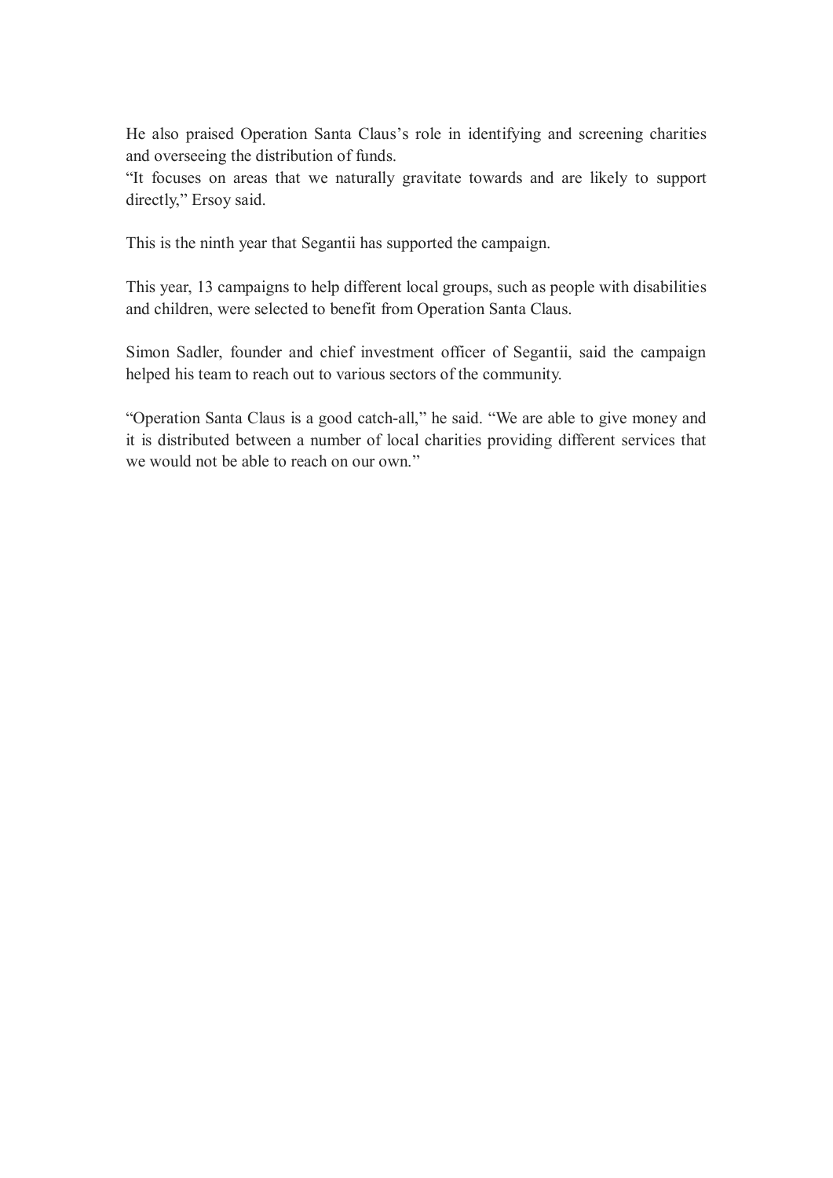He also praised Operation Santa Claus's role in identifying and screening charities and overseeing the distribution of funds.
"It focuses on areas that we naturally gravitate towards and are likely to support directly," Ersoy said.

This is the ninth year that Segantii has supported the campaign.

This year, 13 campaigns to help different local groups, such as people with disabilities and children, were selected to benefit from Operation Santa Claus.

Simon Sadler, founder and chief investment officer of Segantii, said the campaign helped his team to reach out to various sectors of the community.

"Operation Santa Claus is a good catch-all," he said. "We are able to give money and it is distributed between a number of local charities providing different services that we would not be able to reach on our own."